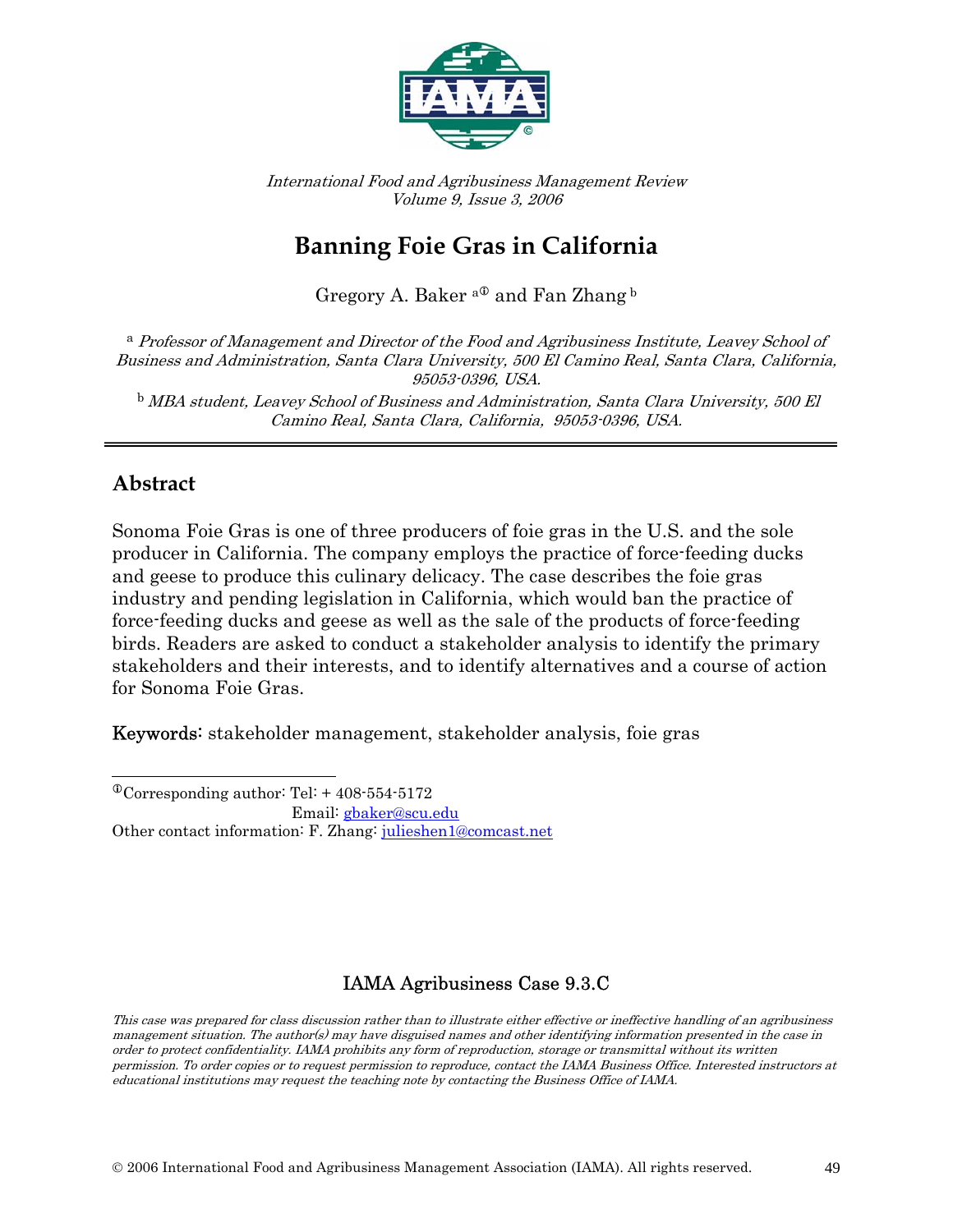International Food and Agribusiness Management Review
Volume 9, Issue 3, 2006

# Banning Foie Gras in California

Gregory A. Baker [a①] and Fan Zhang [b]

[a] *Professor of Management and Director of the Food and Agribusiness Institute, Leavey School of Business and Administration, Santa Clara University, 500 El Camino Real, Santa Clara, California, 95053-0396, USA.*

[b] *MBA student, Leavey School of Business and Administration, Santa Clara University, 500 El Camino Real, Santa Clara, California, 95053-0396, USA.*

---

## Abstract

Sonoma Foie Gras is one of three producers of foie gras in the U.S. and the sole producer in California. The company employs the practice of force-feeding ducks and geese to produce this culinary delicacy. The case describes the foie gras industry and pending legislation in California, which would ban the practice of force-feeding ducks and geese as well as the sale of the products of force-feeding birds. Readers are asked to conduct a stakeholder analysis to identify the primary stakeholders and their interests, and to identify alternatives and a course of action for Sonoma Foie Gras.

**Keywords:** stakeholder management, stakeholder analysis, foie gras

---

[①] Corresponding author: Tel: + 408-554-5172
Email: gbaker@scu.edu
Other contact information: F. Zhang: julieshen1@comcast.net

IAMA Agribusiness Case 9.3.C

*This case was prepared for class discussion rather than to illustrate either effective or ineffective handling of an agribusiness management situation. The author(s) may have disguised names and other identifying information presented in the case in order to protect confidentiality. IAMA prohibits any form of reproduction, storage or transmittal without its written permission. To order copies or to request permission to reproduce, contact the IAMA Business Office. Interested instructors at educational institutions may request the teaching note by contacting the Business Office of IAMA.*

© 2006 International Food and Agribusiness Management Association (IAMA). All rights reserved.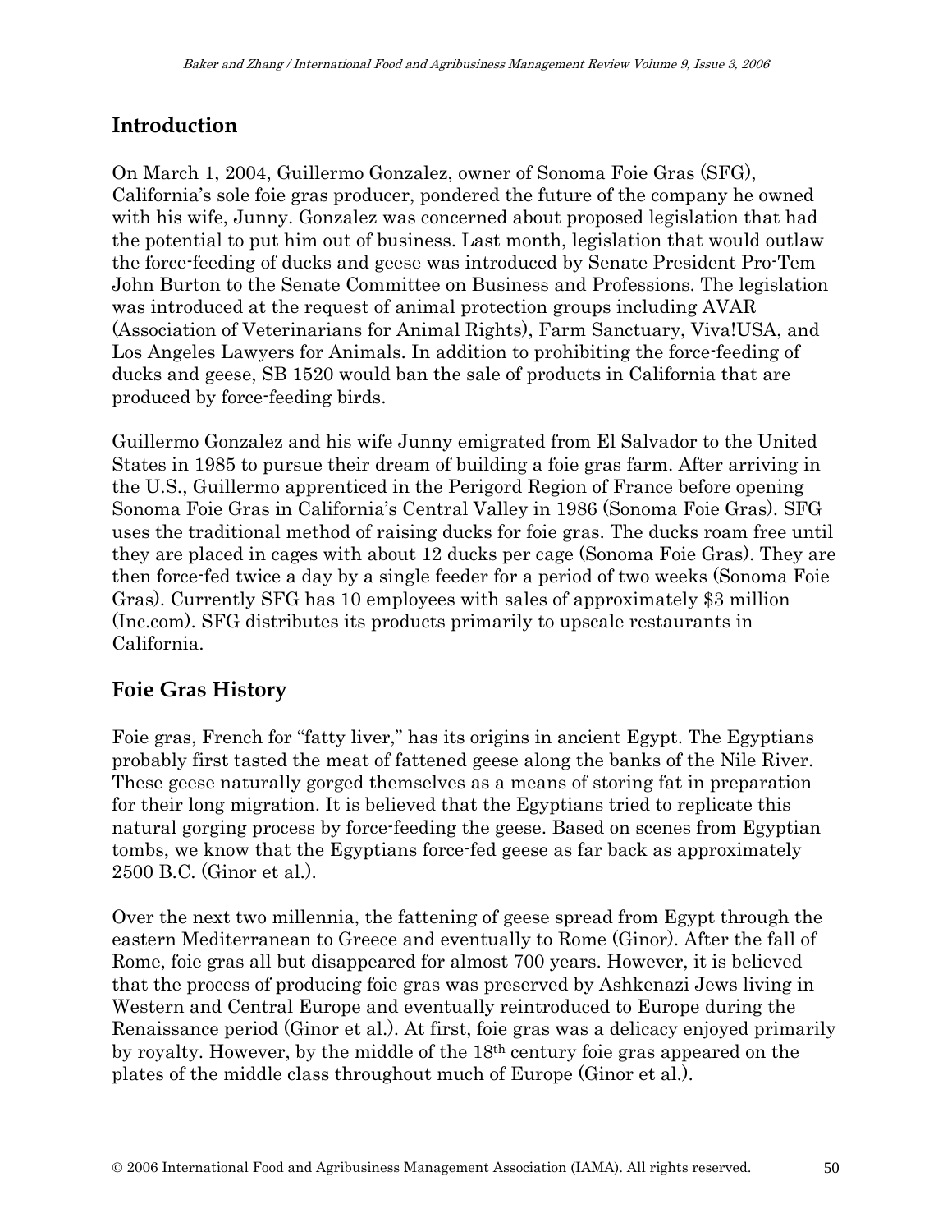## Introduction

On March 1, 2004, Guillermo Gonzalez, owner of Sonoma Foie Gras (SFG), California's sole foie gras producer, pondered the future of the company he owned with his wife, Junny. Gonzalez was concerned about proposed legislation that had the potential to put him out of business. Last month, legislation that would outlaw the force-feeding of ducks and geese was introduced by Senate President Pro-Tem John Burton to the Senate Committee on Business and Professions. The legislation was introduced at the request of animal protection groups including AVAR (Association of Veterinarians for Animal Rights), Farm Sanctuary, Viva!USA, and Los Angeles Lawyers for Animals. In addition to prohibiting the force-feeding of ducks and geese, SB 1520 would ban the sale of products in California that are produced by force-feeding birds.

Guillermo Gonzalez and his wife Junny emigrated from El Salvador to the United States in 1985 to pursue their dream of building a foie gras farm. After arriving in the U.S., Guillermo apprenticed in the Perigord Region of France before opening Sonoma Foie Gras in California's Central Valley in 1986 (Sonoma Foie Gras). SFG uses the traditional method of raising ducks for foie gras. The ducks roam free until they are placed in cages with about 12 ducks per cage (Sonoma Foie Gras). They are then force-fed twice a day by a single feeder for a period of two weeks (Sonoma Foie Gras). Currently SFG has 10 employees with sales of approximately $3 million (Inc.com). SFG distributes its products primarily to upscale restaurants in California.

## Foie Gras History

Foie gras, French for "fatty liver," has its origins in ancient Egypt. The Egyptians probably first tasted the meat of fattened geese along the banks of the Nile River. These geese naturally gorged themselves as a means of storing fat in preparation for their long migration. It is believed that the Egyptians tried to replicate this natural gorging process by force-feeding the geese. Based on scenes from Egyptian tombs, we know that the Egyptians force-fed geese as far back as approximately 2500 B.C. (Ginor et al.).

Over the next two millennia, the fattening of geese spread from Egypt through the eastern Mediterranean to Greece and eventually to Rome (Ginor). After the fall of Rome, foie gras all but disappeared for almost 700 years. However, it is believed that the process of producing foie gras was preserved by Ashkenazi Jews living in Western and Central Europe and eventually reintroduced to Europe during the Renaissance period (Ginor et al.). At first, foie gras was a delicacy enjoyed primarily by royalty. However, by the middle of the 18th century foie gras appeared on the plates of the middle class throughout much of Europe (Ginor et al.).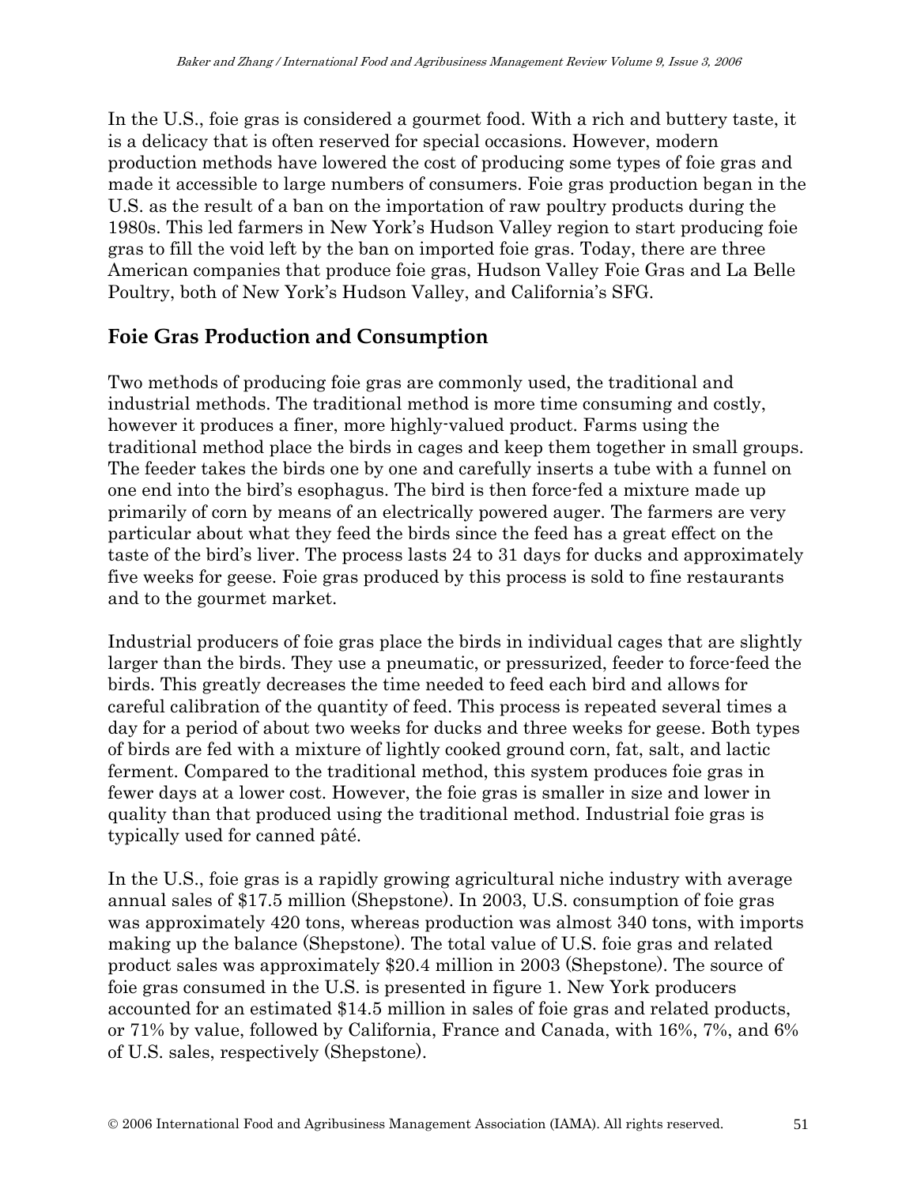In the U.S., foie gras is considered a gourmet food. With a rich and buttery taste, it is a delicacy that is often reserved for special occasions. However, modern production methods have lowered the cost of producing some types of foie gras and made it accessible to large numbers of consumers. Foie gras production began in the U.S. as the result of a ban on the importation of raw poultry products during the 1980s. This led farmers in New York's Hudson Valley region to start producing foie gras to fill the void left by the ban on imported foie gras. Today, there are three American companies that produce foie gras, Hudson Valley Foie Gras and La Belle Poultry, both of New York's Hudson Valley, and California's SFG.

## Foie Gras Production and Consumption

Two methods of producing foie gras are commonly used, the traditional and industrial methods. The traditional method is more time consuming and costly, however it produces a finer, more highly-valued product. Farms using the traditional method place the birds in cages and keep them together in small groups. The feeder takes the birds one by one and carefully inserts a tube with a funnel on one end into the bird's esophagus. The bird is then force-fed a mixture made up primarily of corn by means of an electrically powered auger. The farmers are very particular about what they feed the birds since the feed has a great effect on the taste of the bird's liver. The process lasts 24 to 31 days for ducks and approximately five weeks for geese. Foie gras produced by this process is sold to fine restaurants and to the gourmet market.

Industrial producers of foie gras place the birds in individual cages that are slightly larger than the birds. They use a pneumatic, or pressurized, feeder to force-feed the birds. This greatly decreases the time needed to feed each bird and allows for careful calibration of the quantity of feed. This process is repeated several times a day for a period of about two weeks for ducks and three weeks for geese. Both types of birds are fed with a mixture of lightly cooked ground corn, fat, salt, and lactic ferment. Compared to the traditional method, this system produces foie gras in fewer days at a lower cost. However, the foie gras is smaller in size and lower in quality than that produced using the traditional method. Industrial foie gras is typically used for canned pâté.

In the U.S., foie gras is a rapidly growing agricultural niche industry with average annual sales of $17.5 million (Shepstone). In 2003, U.S. consumption of foie gras was approximately 420 tons, whereas production was almost 340 tons, with imports making up the balance (Shepstone). The total value of U.S. foie gras and related product sales was approximately $20.4 million in 2003 (Shepstone). The source of foie gras consumed in the U.S. is presented in figure 1. New York producers accounted for an estimated $14.5 million in sales of foie gras and related products, or 71% by value, followed by California, France and Canada, with 16%, 7%, and 6% of U.S. sales, respectively (Shepstone).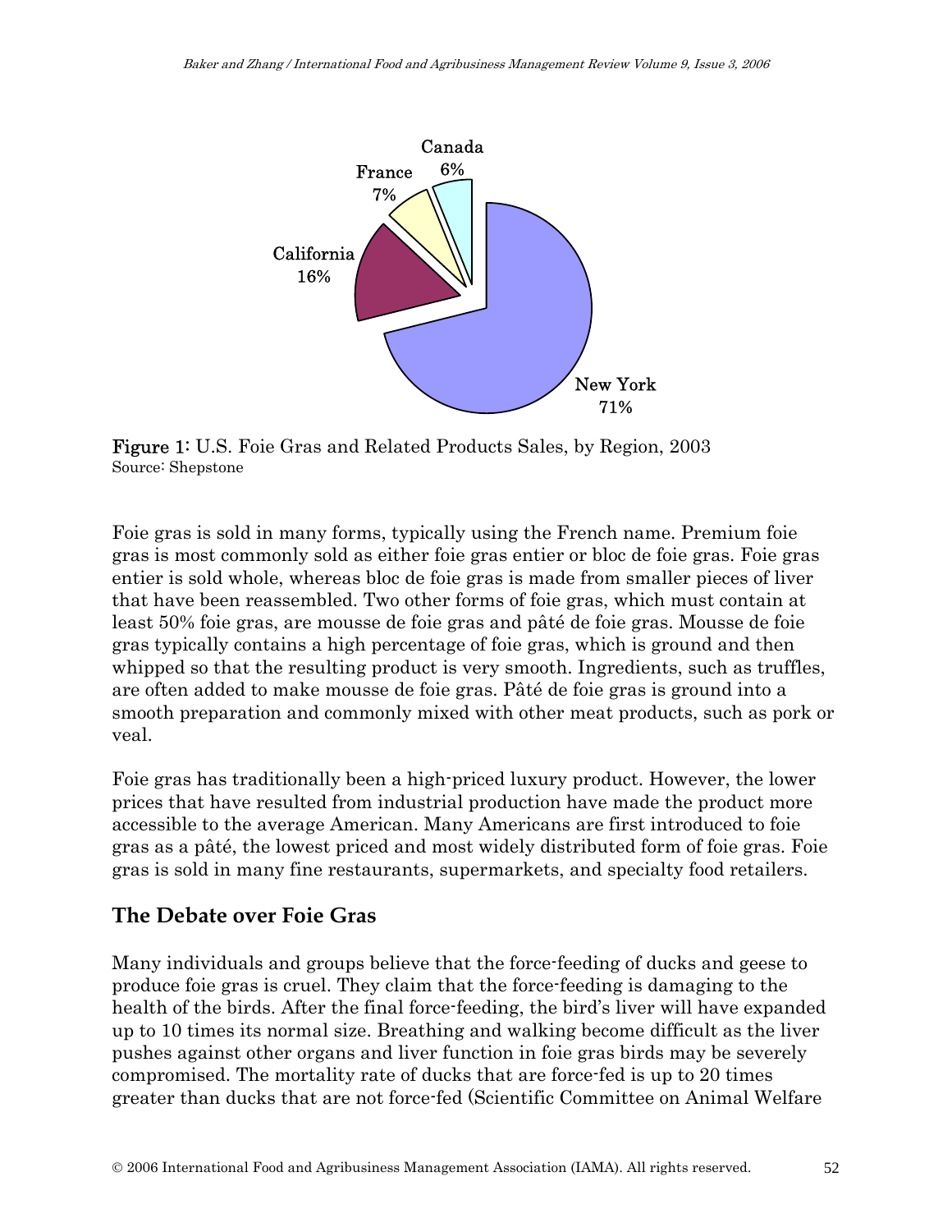**Figure 1:** U.S. Foie Gras and Related Products Sales, by Region, 2003
Source: Shepstone

Foie gras is sold in many forms, typically using the French name. Premium foie gras is most commonly sold as either foie gras entier or bloc de foie gras. Foie gras entier is sold whole, whereas bloc de foie gras is made from smaller pieces of liver that have been reassembled. Two other forms of foie gras, which must contain at least 50% foie gras, are mousse de foie gras and pâté de foie gras. Mousse de foie gras typically contains a high percentage of foie gras, which is ground and then whipped so that the resulting product is very smooth. Ingredients, such as truffles, are often added to make mousse de foie gras. Pâté de foie gras is ground into a smooth preparation and commonly mixed with other meat products, such as pork or veal.

Foie gras has traditionally been a high-priced luxury product. However, the lower prices that have resulted from industrial production have made the product more accessible to the average American. Many Americans are first introduced to foie gras as a pâté, the lowest priced and most widely distributed form of foie gras. Foie gras is sold in many fine restaurants, supermarkets, and specialty food retailers.

## The Debate over Foie Gras

Many individuals and groups believe that the force-feeding of ducks and geese to produce foie gras is cruel. They claim that the force-feeding is damaging to the health of the birds. After the final force-feeding, the bird's liver will have expanded up to 10 times its normal size. Breathing and walking become difficult as the liver pushes against other organs and liver function in foie gras birds may be severely compromised. The mortality rate of ducks that are force-fed is up to 20 times greater than ducks that are not force-fed (Scientific Committee on Animal Welfare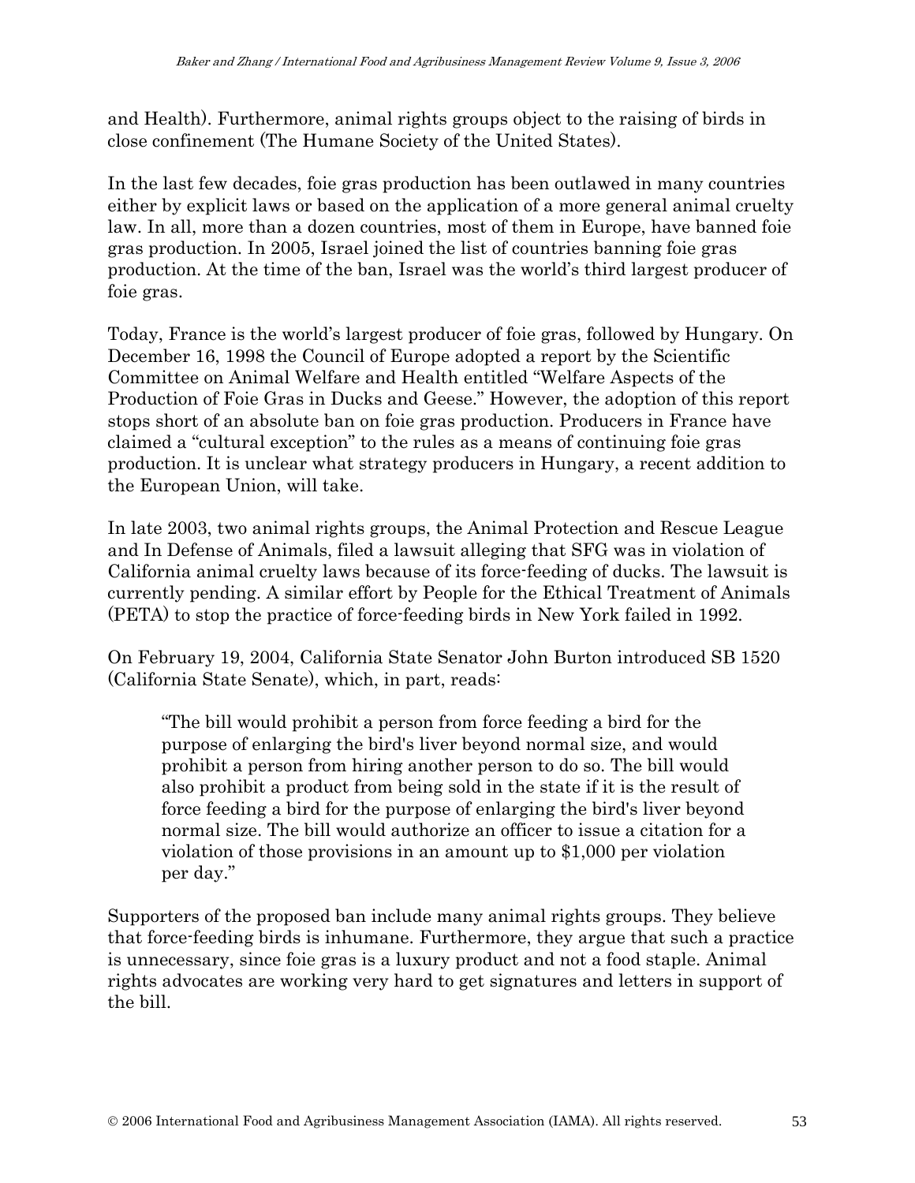and Health). Furthermore, animal rights groups object to the raising of birds in close confinement (The Humane Society of the United States).

In the last few decades, foie gras production has been outlawed in many countries either by explicit laws or based on the application of a more general animal cruelty law. In all, more than a dozen countries, most of them in Europe, have banned foie gras production. In 2005, Israel joined the list of countries banning foie gras production. At the time of the ban, Israel was the world's third largest producer of foie gras.

Today, France is the world's largest producer of foie gras, followed by Hungary. On December 16, 1998 the Council of Europe adopted a report by the Scientific Committee on Animal Welfare and Health entitled "Welfare Aspects of the Production of Foie Gras in Ducks and Geese." However, the adoption of this report stops short of an absolute ban on foie gras production. Producers in France have claimed a "cultural exception" to the rules as a means of continuing foie gras production. It is unclear what strategy producers in Hungary, a recent addition to the European Union, will take.

In late 2003, two animal rights groups, the Animal Protection and Rescue League and In Defense of Animals, filed a lawsuit alleging that SFG was in violation of California animal cruelty laws because of its force-feeding of ducks. The lawsuit is currently pending. A similar effort by People for the Ethical Treatment of Animals (PETA) to stop the practice of force-feeding birds in New York failed in 1992.

On February 19, 2004, California State Senator John Burton introduced SB 1520 (California State Senate), which, in part, reads:

> "The bill would prohibit a person from force feeding a bird for the purpose of enlarging the bird's liver beyond normal size, and would prohibit a person from hiring another person to do so. The bill would also prohibit a product from being sold in the state if it is the result of force feeding a bird for the purpose of enlarging the bird's liver beyond normal size. The bill would authorize an officer to issue a citation for a violation of those provisions in an amount up to $1,000 per violation per day."

Supporters of the proposed ban include many animal rights groups. They believe that force-feeding birds is inhumane. Furthermore, they argue that such a practice is unnecessary, since foie gras is a luxury product and not a food staple. Animal rights advocates are working very hard to get signatures and letters in support of the bill.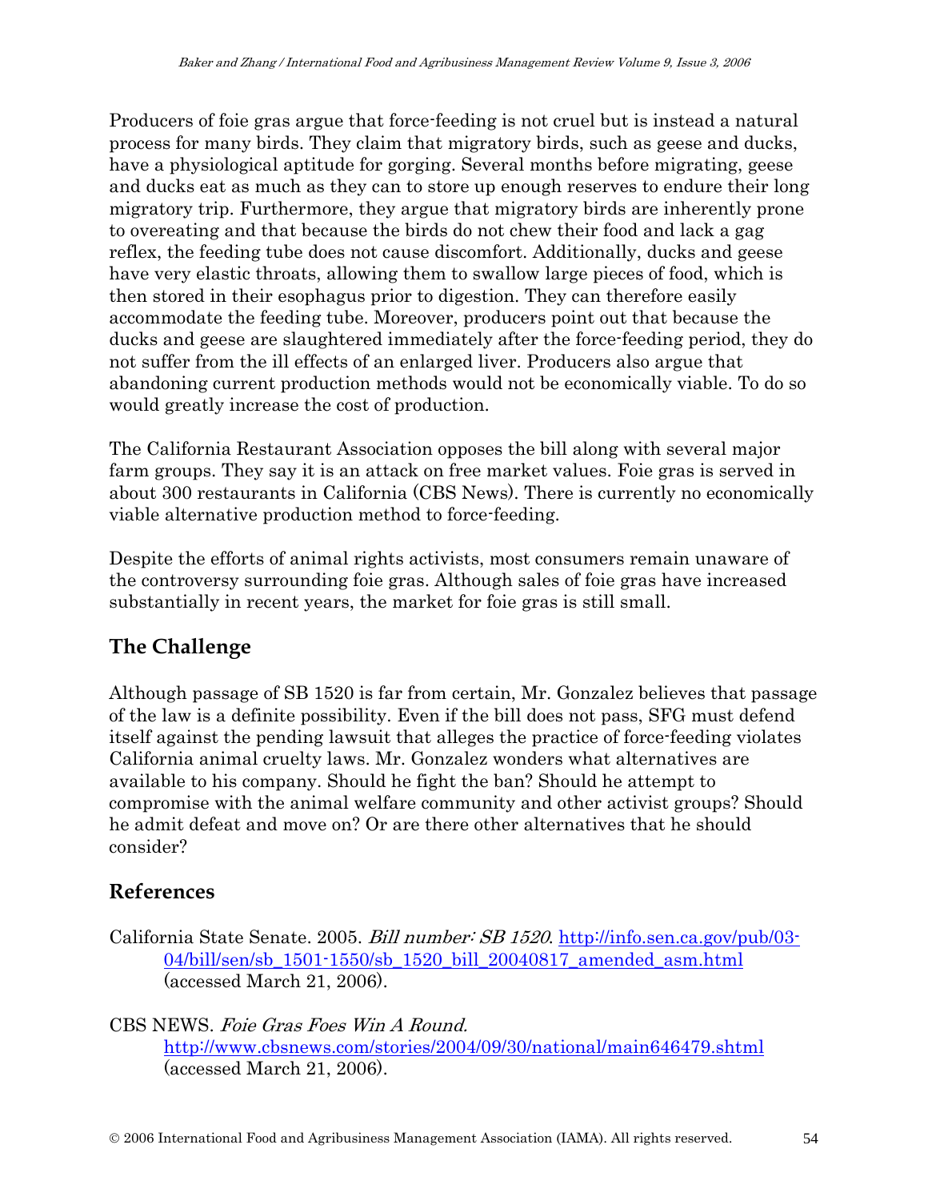Producers of foie gras argue that force-feeding is not cruel but is instead a natural process for many birds. They claim that migratory birds, such as geese and ducks, have a physiological aptitude for gorging. Several months before migrating, geese and ducks eat as much as they can to store up enough reserves to endure their long migratory trip. Furthermore, they argue that migratory birds are inherently prone to overeating and that because the birds do not chew their food and lack a gag reflex, the feeding tube does not cause discomfort. Additionally, ducks and geese have very elastic throats, allowing them to swallow large pieces of food, which is then stored in their esophagus prior to digestion. They can therefore easily accommodate the feeding tube. Moreover, producers point out that because the ducks and geese are slaughtered immediately after the force-feeding period, they do not suffer from the ill effects of an enlarged liver. Producers also argue that abandoning current production methods would not be economically viable. To do so would greatly increase the cost of production.

The California Restaurant Association opposes the bill along with several major farm groups. They say it is an attack on free market values. Foie gras is served in about 300 restaurants in California (CBS News). There is currently no economically viable alternative production method to force-feeding.

Despite the efforts of animal rights activists, most consumers remain unaware of the controversy surrounding foie gras. Although sales of foie gras have increased substantially in recent years, the market for foie gras is still small.

## The Challenge

Although passage of SB 1520 is far from certain, Mr. Gonzalez believes that passage of the law is a definite possibility. Even if the bill does not pass, SFG must defend itself against the pending lawsuit that alleges the practice of force-feeding violates California animal cruelty laws. Mr. Gonzalez wonders what alternatives are available to his company. Should he fight the ban? Should he attempt to compromise with the animal welfare community and other activist groups? Should he admit defeat and move on? Or are there other alternatives that he should consider?

## References

California State Senate. 2005. *Bill number: SB 1520*. http://info.sen.ca.gov/pub/03-04/bill/sen/sb_1501-1550/sb_1520_bill_20040817_amended_asm.html (accessed March 21, 2006).

CBS NEWS. *Foie Gras Foes Win A Round.* http://www.cbsnews.com/stories/2004/09/30/national/main646479.shtml (accessed March 21, 2006).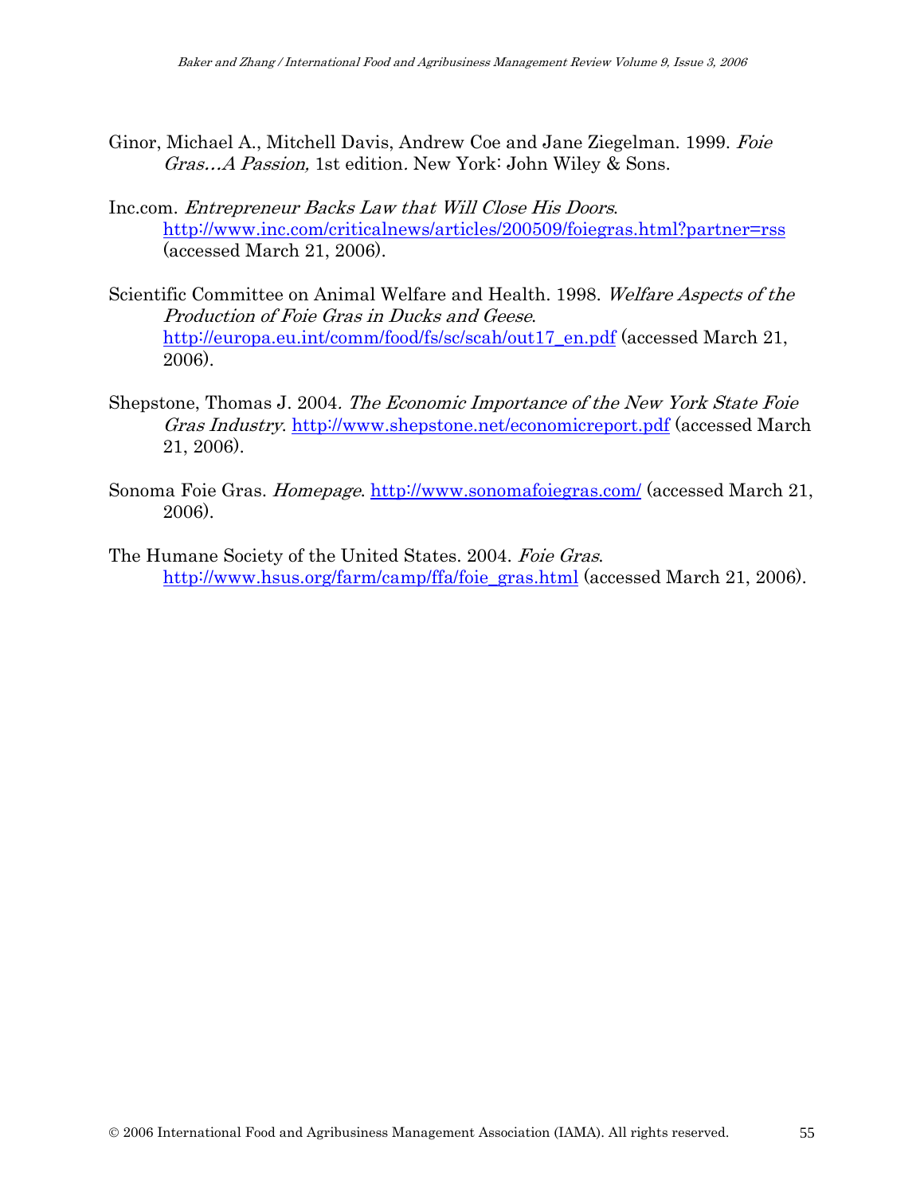Ginor, Michael A., Mitchell Davis, Andrew Coe and Jane Ziegelman. 1999. *Foie Gras…A Passion,* 1st edition. New York: John Wiley & Sons.

Inc.com. *Entrepreneur Backs Law that Will Close His Doors*. http://www.inc.com/criticalnews/articles/200509/foiegras.html?partner=rss (accessed March 21, 2006).

Scientific Committee on Animal Welfare and Health. 1998. *Welfare Aspects of the Production of Foie Gras in Ducks and Geese*. http://europa.eu.int/comm/food/fs/sc/scah/out17_en.pdf (accessed March 21, 2006).

Shepstone, Thomas J. 2004. *The Economic Importance of the New York State Foie Gras Industry*. http://www.shepstone.net/economicreport.pdf (accessed March 21, 2006).

Sonoma Foie Gras. *Homepage*. http://www.sonomafoiegras.com/ (accessed March 21, 2006).

The Humane Society of the United States. 2004. *Foie Gras*. http://www.hsus.org/farm/camp/ffa/foie_gras.html (accessed March 21, 2006).

© 2006 International Food and Agribusiness Management Association (IAMA). All rights reserved.